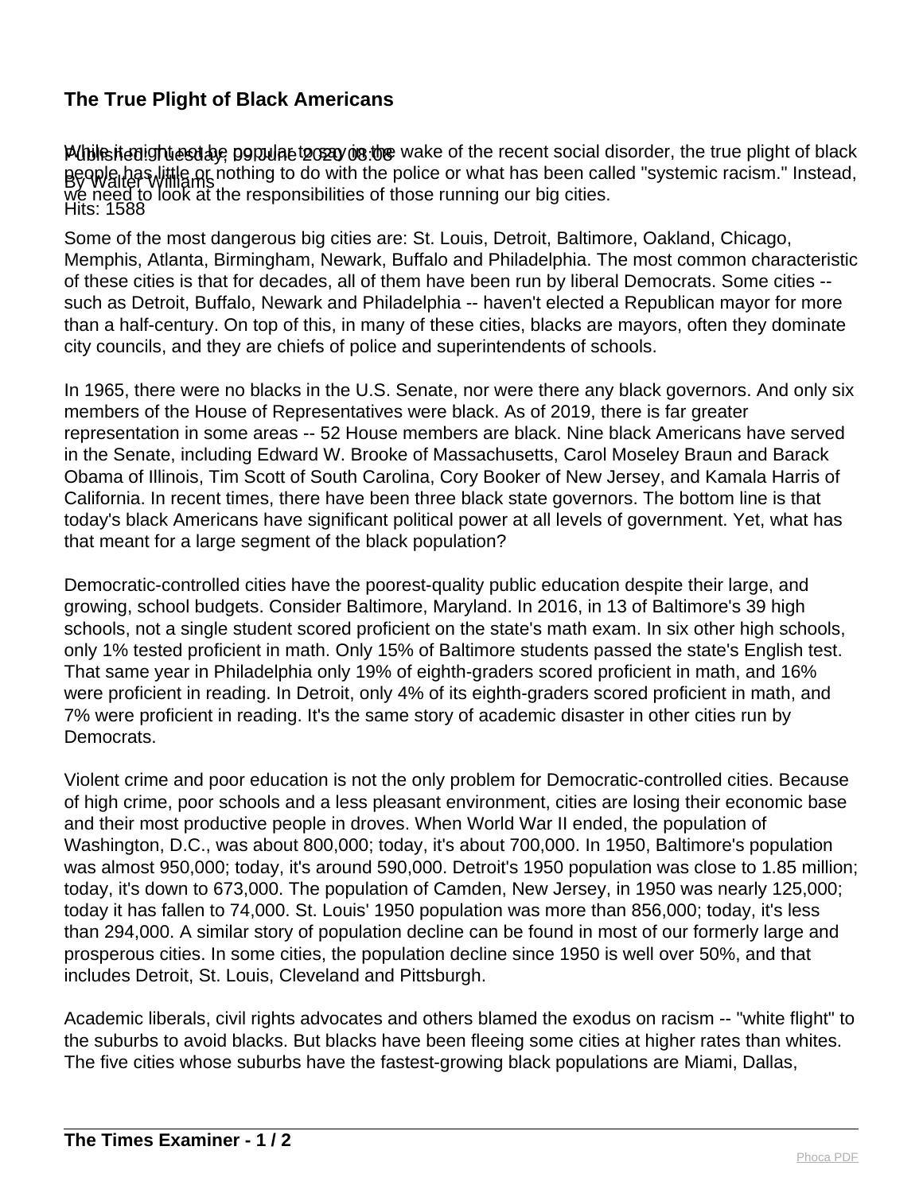# The True Plight of Black Americans

Published: Tuesday, 09 June 2020 08:08
By Walter Williams
Hits: 1588

While it might not be popular to say in the wake of the recent social disorder, the true plight of black people has little or nothing to do with the police or what has been called "systemic racism." Instead, we need to look at the responsibilities of those running our big cities.

Some of the most dangerous big cities are: St. Louis, Detroit, Baltimore, Oakland, Chicago, Memphis, Atlanta, Birmingham, Newark, Buffalo and Philadelphia. The most common characteristic of these cities is that for decades, all of them have been run by liberal Democrats. Some cities -- such as Detroit, Buffalo, Newark and Philadelphia -- haven't elected a Republican mayor for more than a half-century. On top of this, in many of these cities, blacks are mayors, often they dominate city councils, and they are chiefs of police and superintendents of schools.

In 1965, there were no blacks in the U.S. Senate, nor were there any black governors. And only six members of the House of Representatives were black. As of 2019, there is far greater representation in some areas -- 52 House members are black. Nine black Americans have served in the Senate, including Edward W. Brooke of Massachusetts, Carol Moseley Braun and Barack Obama of Illinois, Tim Scott of South Carolina, Cory Booker of New Jersey, and Kamala Harris of California. In recent times, there have been three black state governors. The bottom line is that today's black Americans have significant political power at all levels of government. Yet, what has that meant for a large segment of the black population?

Democratic-controlled cities have the poorest-quality public education despite their large, and growing, school budgets. Consider Baltimore, Maryland. In 2016, in 13 of Baltimore's 39 high schools, not a single student scored proficient on the state's math exam. In six other high schools, only 1% tested proficient in math. Only 15% of Baltimore students passed the state's English test. That same year in Philadelphia only 19% of eighth-graders scored proficient in math, and 16% were proficient in reading. In Detroit, only 4% of its eighth-graders scored proficient in math, and 7% were proficient in reading. It's the same story of academic disaster in other cities run by Democrats.

Violent crime and poor education is not the only problem for Democratic-controlled cities. Because of high crime, poor schools and a less pleasant environment, cities are losing their economic base and their most productive people in droves. When World War II ended, the population of Washington, D.C., was about 800,000; today, it's about 700,000. In 1950, Baltimore's population was almost 950,000; today, it's around 590,000. Detroit's 1950 population was close to 1.85 million; today, it's down to 673,000. The population of Camden, New Jersey, in 1950 was nearly 125,000; today it has fallen to 74,000. St. Louis' 1950 population was more than 856,000; today, it's less than 294,000. A similar story of population decline can be found in most of our formerly large and prosperous cities. In some cities, the population decline since 1950 is well over 50%, and that includes Detroit, St. Louis, Cleveland and Pittsburgh.

Academic liberals, civil rights advocates and others blamed the exodus on racism -- "white flight" to the suburbs to avoid blacks. But blacks have been fleeing some cities at higher rates than whites. The five cities whose suburbs have the fastest-growing black populations are Miami, Dallas,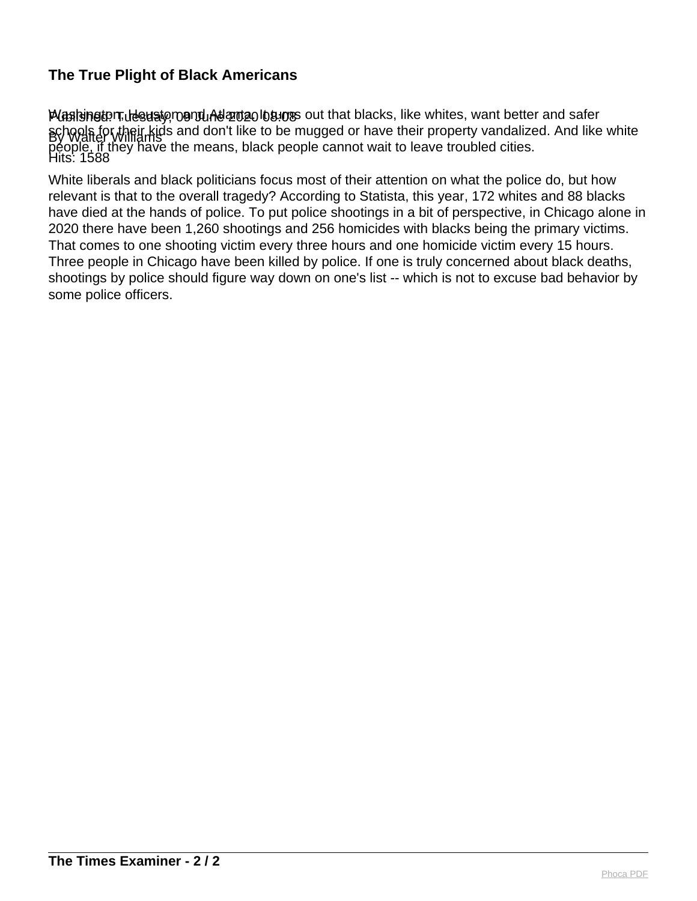Washington, Houston and Atlanta. It turns out that blacks, like whites, want better and safer schools for their kids and don't like to be mugged or have their property vandalized. And like white people, if they have the means, black people cannot wait to leave troubled cities.

White liberals and black politicians focus most of their attention on what the police do, but how relevant is that to the overall tragedy? According to Statista, this year, 172 whites and 88 blacks have died at the hands of police. To put police shootings in a bit of perspective, in Chicago alone in 2020 there have been 1,260 shootings and 256 homicides with blacks being the primary victims. That comes to one shooting victim every three hours and one homicide victim every 15 hours. Three people in Chicago have been killed by police. If one is truly concerned about black deaths, shootings by police should figure way down on one's list -- which is not to excuse bad behavior by some police officers.